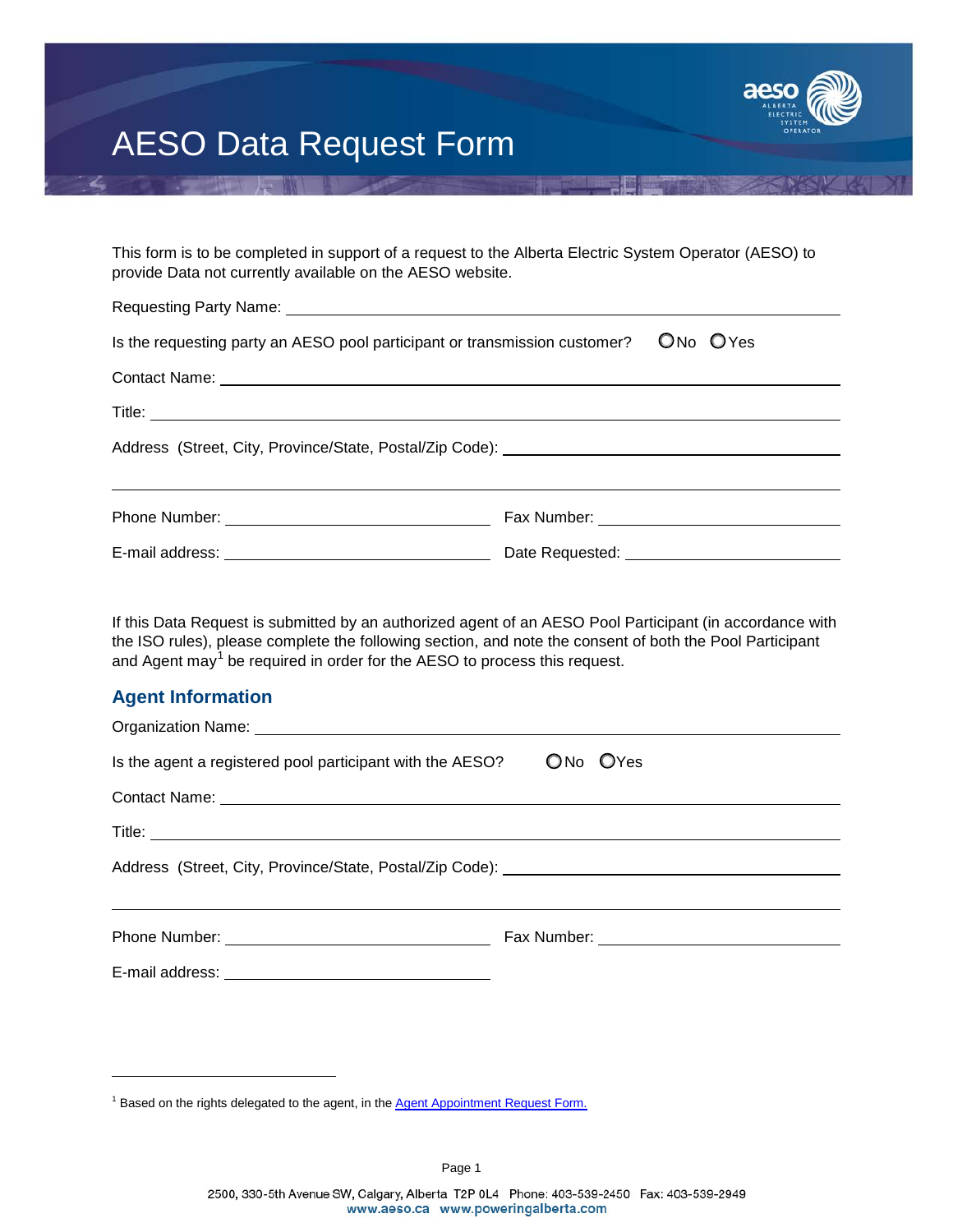# AESO Data Request Form

This form is to be completed in support of a request to the Alberta Electric System Operator (AESO) to provide Data not currently available on the AESO website.

Requesting Party Name: ______________________________

Is the requesting party an AESO pool participant or transmission customer? ○No ○Yes

Contact Name: ______________________________

Title: ______________________________

Address (Street, City, Province/State, Postal/Zip Code): ______________________________

______________________________

Phone Number: ______________________________ Fax Number: ______________________________

E-mail address: ______________________________ Date Requested: ______________________________

If this Data Request is submitted by an authorized agent of an AESO Pool Participant (in accordance with the ISO rules), please complete the following section, and note the consent of both the Pool Participant and Agent may[1] be required in order for the AESO to process this request.

## Agent Information

Organization Name: ______________________________

Is the agent a registered pool participant with the AESO? ○No ○Yes

Contact Name: ______________________________

Title: ______________________________

Address (Street, City, Province/State, Postal/Zip Code): ______________________________

______________________________

Phone Number: ______________________________ Fax Number: ______________________________

E-mail address: ______________________________

[1] Based on the rights delegated to the agent, in the Agent Appointment Request Form.

2500, 330-5th Avenue SW, Calgary, Alberta T2P 0L4 Phone: 403-539-2450 Fax: 403-539-2949
www.aeso.ca www.poweringalberta.com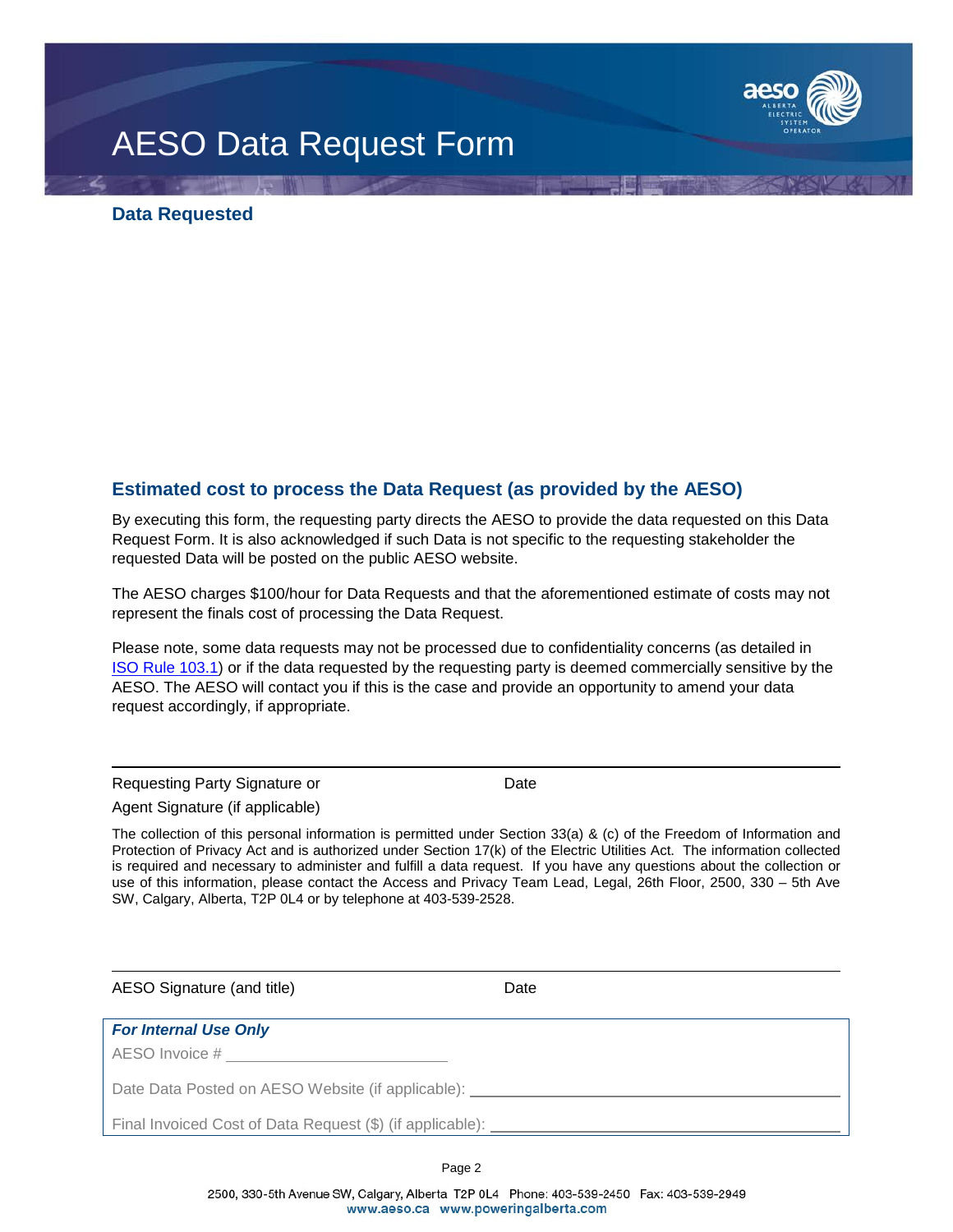# AESO Data Request Form

## Data Requested

## Estimated cost to process the Data Request (as provided by the AESO)

By executing this form, the requesting party directs the AESO to provide the data requested on this Data Request Form. It is also acknowledged if such Data is not specific to the requesting stakeholder the requested Data will be posted on the public AESO website.

The AESO charges $100/hour for Data Requests and that the aforementioned estimate of costs may not represent the finals cost of processing the Data Request.

Please note, some data requests may not be processed due to confidentiality concerns (as detailed in ISO Rule 103.1) or if the data requested by the requesting party is deemed commercially sensitive by the AESO. The AESO will contact you if this is the case and provide an opportunity to amend your data request accordingly, if appropriate.

Requesting Party Signature or Agent Signature (if applicable) ______________________ Date ____________

The collection of this personal information is permitted under Section 33(a) & (c) of the Freedom of Information and Protection of Privacy Act and is authorized under Section 17(k) of the Electric Utilities Act. The information collected is required and necessary to administer and fulfill a data request. If you have any questions about the collection or use of this information, please contact the Access and Privacy Team Lead, Legal, 26th Floor, 2500, 330 – 5th Ave SW, Calgary, Alberta, T2P 0L4 or by telephone at 403-539-2528.

AESO Signature (and title) ______________________ Date ____________

***For Internal Use Only***

AESO Invoice # ______________________

Date Data Posted on AESO Website (if applicable): ______________________

Final Invoiced Cost of Data Request ($) (if applicable): ______________________

2500, 330-5th Avenue SW, Calgary, Alberta T2P 0L4 Phone: 403-539-2450 Fax: 403-539-2949
www.aeso.ca www.poweringalberta.com